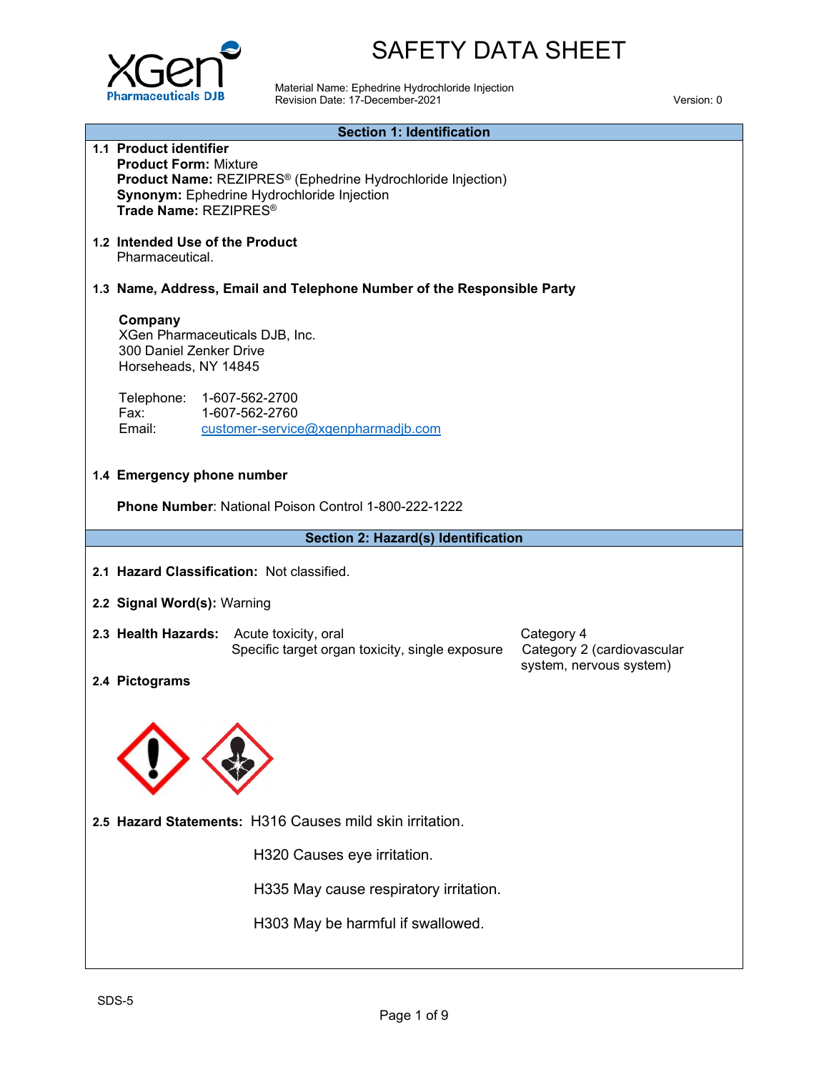# SAFETY DATA SHEET

Material Name: Ephedrine Hydrochloride Injection
Revision Date: 17-December-2021

Version: 0

## Section 1: Identification

**1.1 Product identifier**

**Product Form:** Mixture
**Product Name:** REZIPRES® (Ephedrine Hydrochloride Injection)
**Synonym:** Ephedrine Hydrochloride Injection
**Trade Name:** REZIPRES®

**1.2 Intended Use of the Product**

Pharmaceutical.

**1.3 Name, Address, Email and Telephone Number of the Responsible Party**

**Company**
XGen Pharmaceuticals DJB, Inc.
300 Daniel Zenker Drive
Horseheads, NY 14845

Telephone: 1-607-562-2700
Fax: 1-607-562-2760
Email: customer-service@xgenpharmadjb.com

**1.4 Emergency phone number**

**Phone Number**: National Poison Control 1-800-222-1222

## Section 2: Hazard(s) Identification

**2.1 Hazard Classification:** Not classified.

**2.2 Signal Word(s):** Warning

**2.3 Health Hazards:**

| | |
|---|---|
| Acute toxicity, oral | Category 4 |
| Specific target organ toxicity, single exposure | Category 2 (cardiovascular system, nervous system) |

**2.4 Pictograms**

**2.5 Hazard Statements:** H316 Causes mild skin irritation.

H320 Causes eye irritation.

H335 May cause respiratory irritation.

H303 May be harmful if swallowed.

SDS-5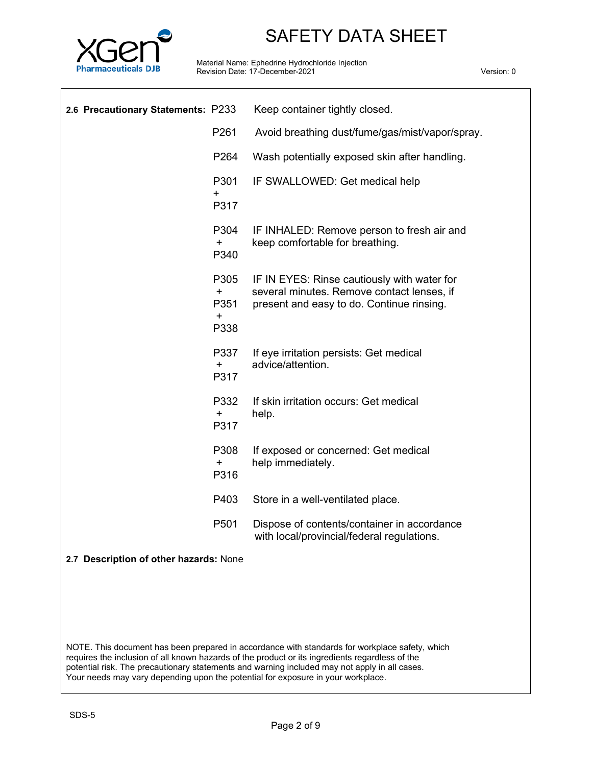**2.6 Precautionary Statements:**

| Code | Statement |
| --- | --- |
| P233 | Keep container tightly closed. |
| P261 | Avoid breathing dust/fume/gas/mist/vapor/spray. |
| P264 | Wash potentially exposed skin after handling. |
| P301 + P317 | IF SWALLOWED: Get medical help |
| P304 + P340 | IF INHALED: Remove person to fresh air and keep comfortable for breathing. |
| P305 + P351 + P338 | IF IN EYES: Rinse cautiously with water for several minutes. Remove contact lenses, if present and easy to do. Continue rinsing. |
| P337 + P317 | If eye irritation persists: Get medical advice/attention. |
| P332 + P317 | If skin irritation occurs: Get medical help. |
| P308 + P316 | If exposed or concerned: Get medical help immediately. |
| P403 | Store in a well-ventilated place. |
| P501 | Dispose of contents/container in accordance with local/provincial/federal regulations. |

**2.7 Description of other hazards:** None

NOTE. This document has been prepared in accordance with standards for workplace safety, which requires the inclusion of all known hazards of the product or its ingredients regardless of the potential risk. The precautionary statements and warning included may not apply in all cases. Your needs may vary depending upon the potential for exposure in your workplace.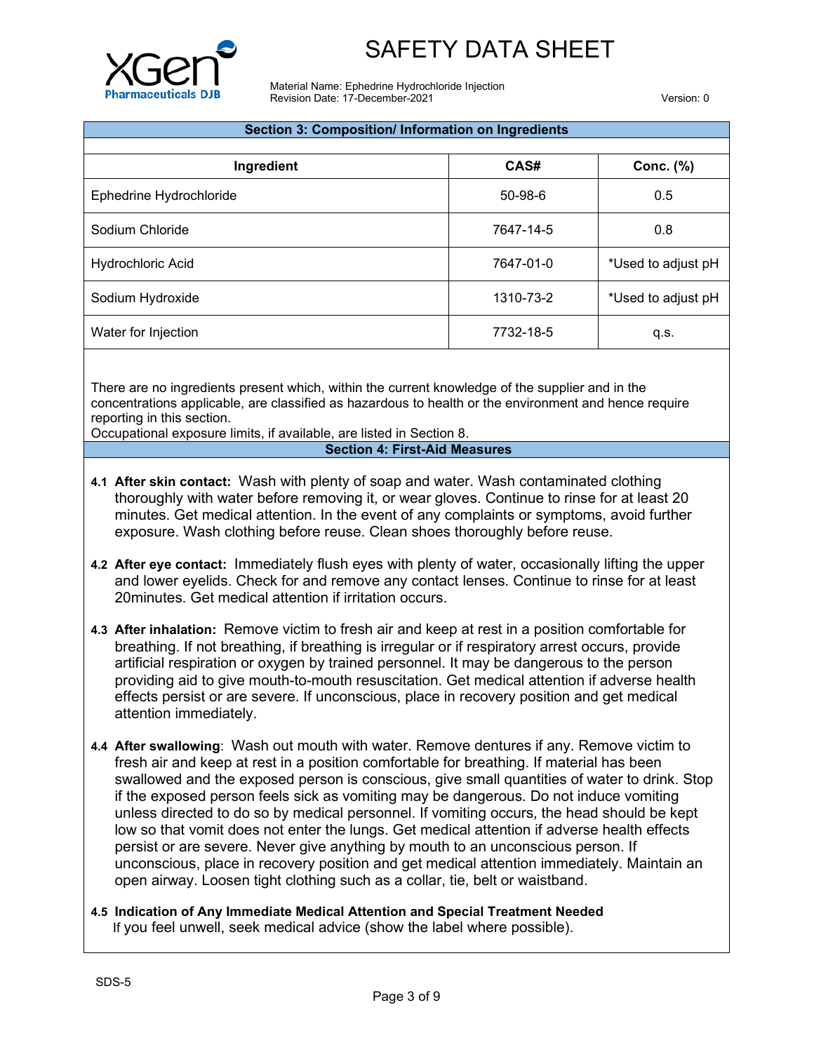## Section 3: Composition/ Information on Ingredients

| Ingredient | CAS# | Conc. (%) |
|---|---|---|
| Ephedrine Hydrochloride | 50-98-6 | 0.5 |
| Sodium Chloride | 7647-14-5 | 0.8 |
| Hydrochloric Acid | 7647-01-0 | *Used to adjust pH |
| Sodium Hydroxide | 1310-73-2 | *Used to adjust pH |
| Water for Injection | 7732-18-5 | q.s. |

There are no ingredients present which, within the current knowledge of the supplier and in the concentrations applicable, are classified as hazardous to health or the environment and hence require reporting in this section.
Occupational exposure limits, if available, are listed in Section 8.

## Section 4: First-Aid Measures

**4.1 After skin contact:** Wash with plenty of soap and water. Wash contaminated clothing thoroughly with water before removing it, or wear gloves. Continue to rinse for at least 20 minutes. Get medical attention. In the event of any complaints or symptoms, avoid further exposure. Wash clothing before reuse. Clean shoes thoroughly before reuse.

**4.2 After eye contact:** Immediately flush eyes with plenty of water, occasionally lifting the upper and lower eyelids. Check for and remove any contact lenses. Continue to rinse for at least 20minutes. Get medical attention if irritation occurs.

**4.3 After inhalation:** Remove victim to fresh air and keep at rest in a position comfortable for breathing. If not breathing, if breathing is irregular or if respiratory arrest occurs, provide artificial respiration or oxygen by trained personnel. It may be dangerous to the person providing aid to give mouth-to-mouth resuscitation. Get medical attention if adverse health effects persist or are severe. If unconscious, place in recovery position and get medical attention immediately.

**4.4 After swallowing**: Wash out mouth with water. Remove dentures if any. Remove victim to fresh air and keep at rest in a position comfortable for breathing. If material has been swallowed and the exposed person is conscious, give small quantities of water to drink. Stop if the exposed person feels sick as vomiting may be dangerous. Do not induce vomiting unless directed to do so by medical personnel. If vomiting occurs, the head should be kept low so that vomit does not enter the lungs. Get medical attention if adverse health effects persist or are severe. Never give anything by mouth to an unconscious person. If unconscious, place in recovery position and get medical attention immediately. Maintain an open airway. Loosen tight clothing such as a collar, tie, belt or waistband.

**4.5 Indication of Any Immediate Medical Attention and Special Treatment Needed**
If you feel unwell, seek medical advice (show the label where possible).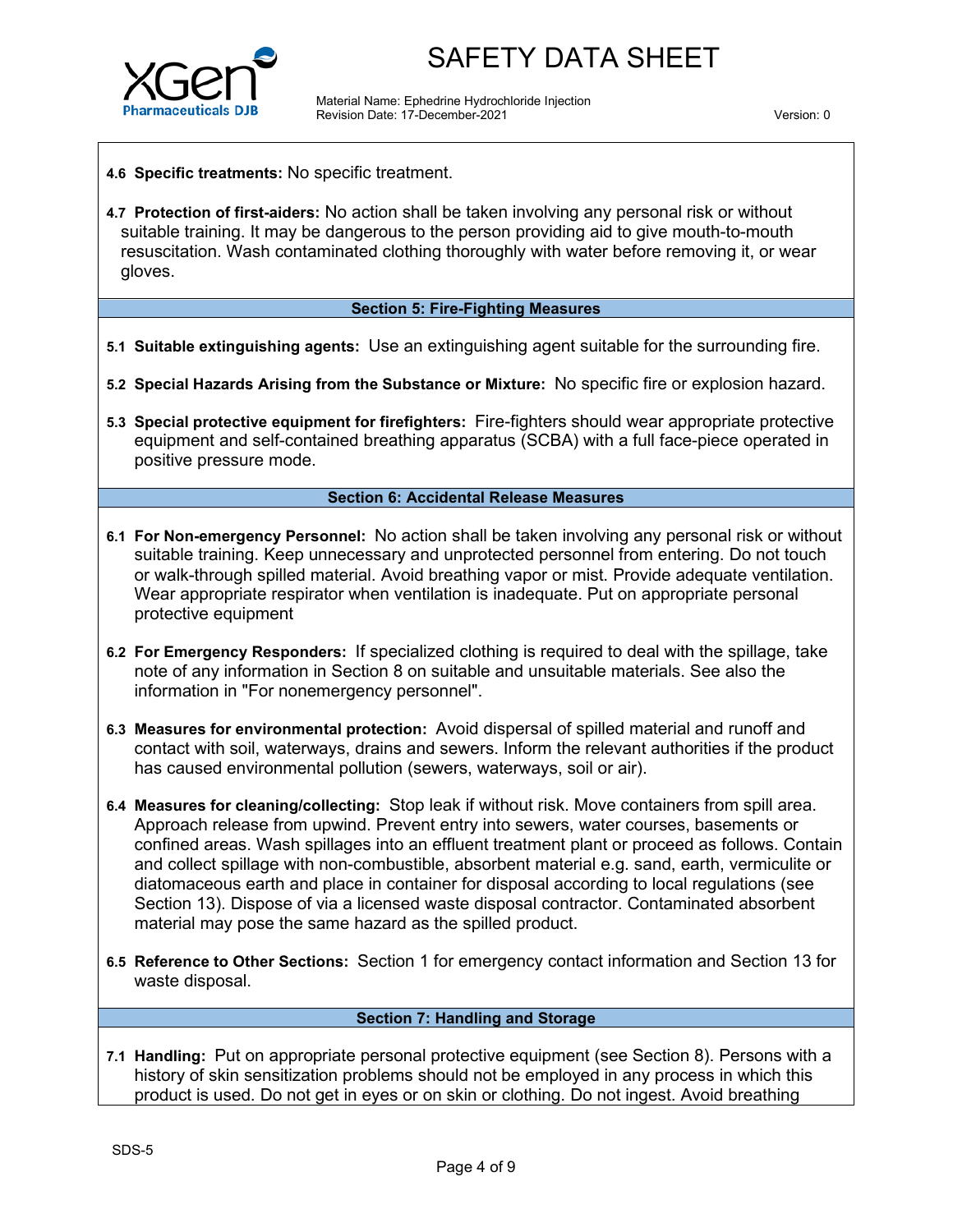**4.6 Specific treatments:** No specific treatment.

**4.7 Protection of first-aiders:** No action shall be taken involving any personal risk or without suitable training. It may be dangerous to the person providing aid to give mouth-to-mouth resuscitation. Wash contaminated clothing thoroughly with water before removing it, or wear gloves.

## Section 5: Fire-Fighting Measures

**5.1 Suitable extinguishing agents:** Use an extinguishing agent suitable for the surrounding fire.

**5.2 Special Hazards Arising from the Substance or Mixture:** No specific fire or explosion hazard.

**5.3 Special protective equipment for firefighters:** Fire-fighters should wear appropriate protective equipment and self-contained breathing apparatus (SCBA) with a full face-piece operated in positive pressure mode.

## Section 6: Accidental Release Measures

**6.1 For Non-emergency Personnel:** No action shall be taken involving any personal risk or without suitable training. Keep unnecessary and unprotected personnel from entering. Do not touch or walk-through spilled material. Avoid breathing vapor or mist. Provide adequate ventilation. Wear appropriate respirator when ventilation is inadequate. Put on appropriate personal protective equipment

**6.2 For Emergency Responders:** If specialized clothing is required to deal with the spillage, take note of any information in Section 8 on suitable and unsuitable materials. See also the information in "For nonemergency personnel".

**6.3 Measures for environmental protection:** Avoid dispersal of spilled material and runoff and contact with soil, waterways, drains and sewers. Inform the relevant authorities if the product has caused environmental pollution (sewers, waterways, soil or air).

**6.4 Measures for cleaning/collecting:** Stop leak if without risk. Move containers from spill area. Approach release from upwind. Prevent entry into sewers, water courses, basements or confined areas. Wash spillages into an effluent treatment plant or proceed as follows. Contain and collect spillage with non-combustible, absorbent material e.g. sand, earth, vermiculite or diatomaceous earth and place in container for disposal according to local regulations (see Section 13). Dispose of via a licensed waste disposal contractor. Contaminated absorbent material may pose the same hazard as the spilled product.

**6.5 Reference to Other Sections:** Section 1 for emergency contact information and Section 13 for waste disposal.

## Section 7: Handling and Storage

**7.1 Handling:** Put on appropriate personal protective equipment (see Section 8). Persons with a history of skin sensitization problems should not be employed in any process in which this product is used. Do not get in eyes or on skin or clothing. Do not ingest. Avoid breathing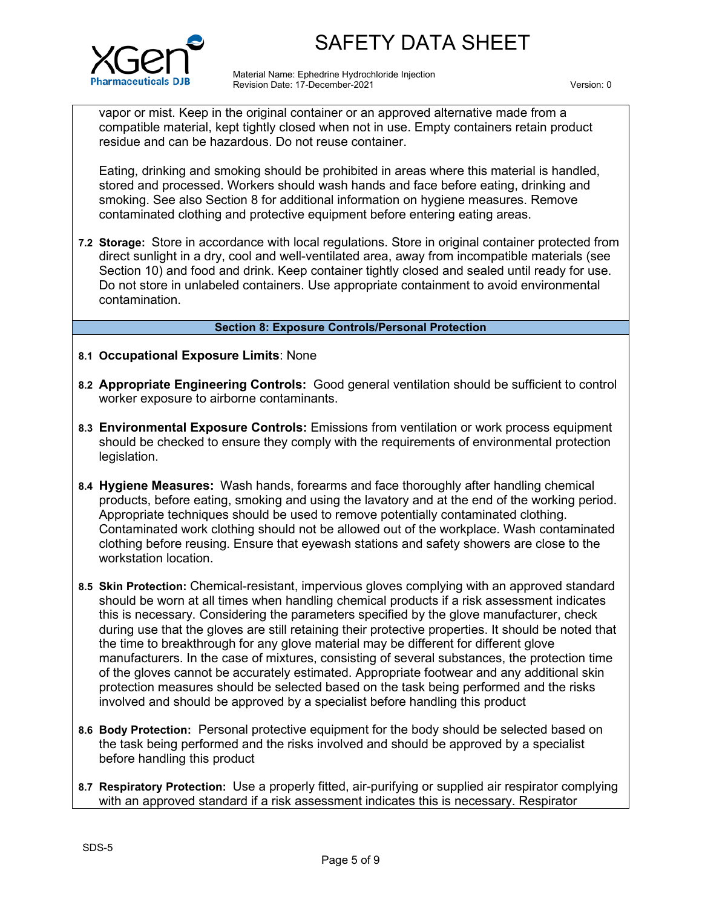vapor or mist. Keep in the original container or an approved alternative made from a compatible material, kept tightly closed when not in use. Empty containers retain product residue and can be hazardous. Do not reuse container.

Eating, drinking and smoking should be prohibited in areas where this material is handled, stored and processed. Workers should wash hands and face before eating, drinking and smoking. See also Section 8 for additional information on hygiene measures. Remove contaminated clothing and protective equipment before entering eating areas.

**7.2 Storage:** Store in accordance with local regulations. Store in original container protected from direct sunlight in a dry, cool and well-ventilated area, away from incompatible materials (see Section 10) and food and drink. Keep container tightly closed and sealed until ready for use. Do not store in unlabeled containers. Use appropriate containment to avoid environmental contamination.

## Section 8: Exposure Controls/Personal Protection

**8.1 Occupational Exposure Limits**: None

**8.2 Appropriate Engineering Controls:** Good general ventilation should be sufficient to control worker exposure to airborne contaminants.

**8.3 Environmental Exposure Controls:** Emissions from ventilation or work process equipment should be checked to ensure they comply with the requirements of environmental protection legislation.

**8.4 Hygiene Measures:** Wash hands, forearms and face thoroughly after handling chemical products, before eating, smoking and using the lavatory and at the end of the working period. Appropriate techniques should be used to remove potentially contaminated clothing. Contaminated work clothing should not be allowed out of the workplace. Wash contaminated clothing before reusing. Ensure that eyewash stations and safety showers are close to the workstation location.

**8.5 Skin Protection:** Chemical-resistant, impervious gloves complying with an approved standard should be worn at all times when handling chemical products if a risk assessment indicates this is necessary. Considering the parameters specified by the glove manufacturer, check during use that the gloves are still retaining their protective properties. It should be noted that the time to breakthrough for any glove material may be different for different glove manufacturers. In the case of mixtures, consisting of several substances, the protection time of the gloves cannot be accurately estimated. Appropriate footwear and any additional skin protection measures should be selected based on the task being performed and the risks involved and should be approved by a specialist before handling this product

**8.6 Body Protection:** Personal protective equipment for the body should be selected based on the task being performed and the risks involved and should be approved by a specialist before handling this product

**8.7 Respiratory Protection:** Use a properly fitted, air-purifying or supplied air respirator complying with an approved standard if a risk assessment indicates this is necessary. Respirator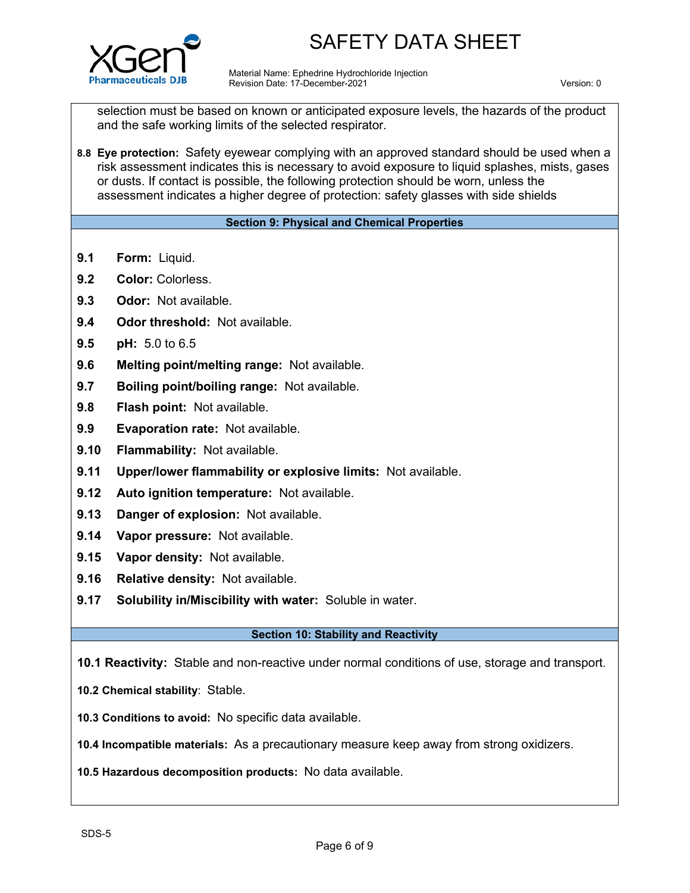selection must be based on known or anticipated exposure levels, the hazards of the product and the safe working limits of the selected respirator.

**8.8 Eye protection:** Safety eyewear complying with an approved standard should be used when a risk assessment indicates this is necessary to avoid exposure to liquid splashes, mists, gases or dusts. If contact is possible, the following protection should be worn, unless the assessment indicates a higher degree of protection: safety glasses with side shields

## Section 9: Physical and Chemical Properties

**9.1 Form:** Liquid.

**9.2 Color:** Colorless.

**9.3 Odor:** Not available.

**9.4 Odor threshold:** Not available.

**9.5 pH:** 5.0 to 6.5

**9.6 Melting point/melting range:** Not available.

**9.7 Boiling point/boiling range:** Not available.

**9.8 Flash point:** Not available.

**9.9 Evaporation rate:** Not available.

**9.10 Flammability:** Not available.

**9.11 Upper/lower flammability or explosive limits:** Not available.

**9.12 Auto ignition temperature:** Not available.

**9.13 Danger of explosion:** Not available.

**9.14 Vapor pressure:** Not available.

**9.15 Vapor density:** Not available.

**9.16 Relative density:** Not available.

**9.17 Solubility in/Miscibility with water:** Soluble in water.

## Section 10: Stability and Reactivity

**10.1 Reactivity:** Stable and non-reactive under normal conditions of use, storage and transport.

**10.2 Chemical stability**: Stable.

**10.3 Conditions to avoid:** No specific data available.

**10.4 Incompatible materials:** As a precautionary measure keep away from strong oxidizers.

**10.5 Hazardous decomposition products:** No data available.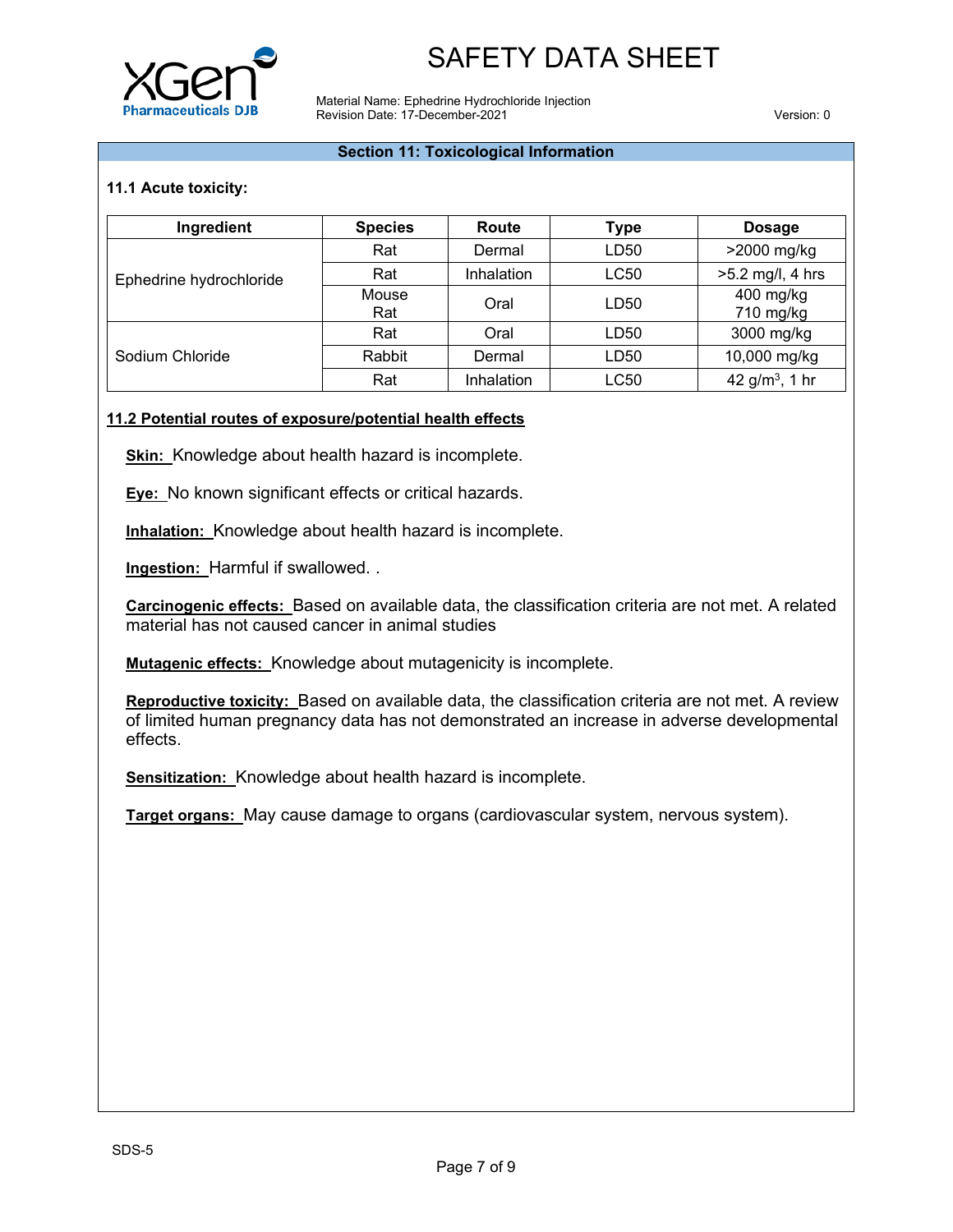## Section 11: Toxicological Information

### 11.1 Acute toxicity:

| Ingredient | Species | Route | Type | Dosage |
|---|---|---|---|---|
| Ephedrine hydrochloride | Rat | Dermal | LD50 | >2000 mg/kg |
| | Rat | Inhalation | LC50 | >5.2 mg/l, 4 hrs |
| | Mouse<br>Rat | Oral | LD50 | 400 mg/kg<br>710 mg/kg |
| Sodium Chloride | Rat | Oral | LD50 | 3000 mg/kg |
| | Rabbit | Dermal | LD50 | 10,000 mg/kg |
| | Rat | Inhalation | LC50 | 42 g/m$^3$, 1 hr |

### 11.2 Potential routes of exposure/potential health effects

**Skin:** Knowledge about health hazard is incomplete.

**Eye:** No known significant effects or critical hazards.

**Inhalation:** Knowledge about health hazard is incomplete.

**Ingestion:** Harmful if swallowed. .

**Carcinogenic effects:** Based on available data, the classification criteria are not met. A related material has not caused cancer in animal studies

**Mutagenic effects:** Knowledge about mutagenicity is incomplete.

**Reproductive toxicity:** Based on available data, the classification criteria are not met. A review of limited human pregnancy data has not demonstrated an increase in adverse developmental effects.

**Sensitization:** Knowledge about health hazard is incomplete.

**Target organs:** May cause damage to organs (cardiovascular system, nervous system).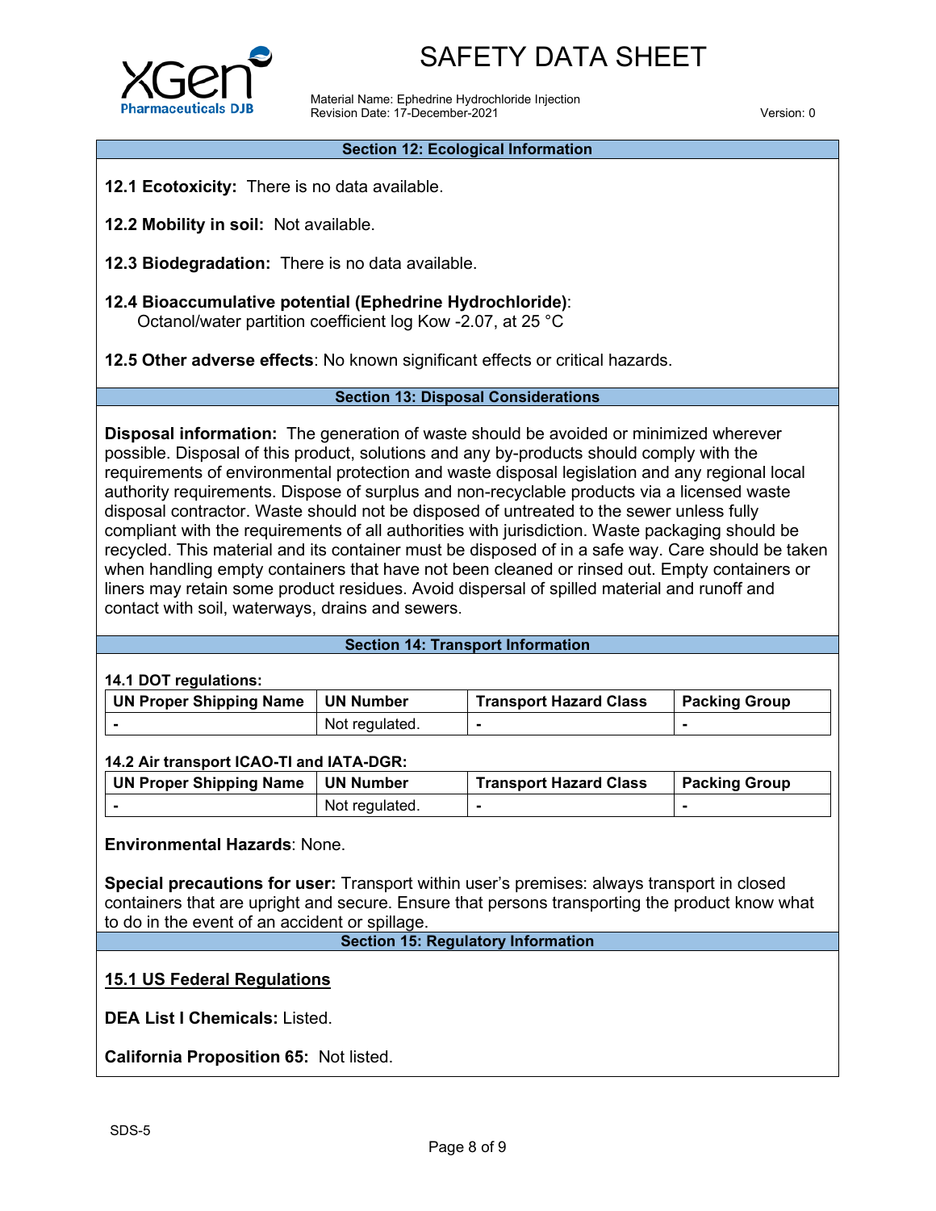## Section 12: Ecological Information

**12.1 Ecotoxicity:** There is no data available.

**12.2 Mobility in soil:** Not available.

**12.3 Biodegradation:** There is no data available.

**12.4 Bioaccumulative potential (Ephedrine Hydrochloride)**:
Octanol/water partition coefficient log Kow -2.07, at 25 °C

**12.5 Other adverse effects**: No known significant effects or critical hazards.

## Section 13: Disposal Considerations

**Disposal information:** The generation of waste should be avoided or minimized wherever possible. Disposal of this product, solutions and any by-products should comply with the requirements of environmental protection and waste disposal legislation and any regional local authority requirements. Dispose of surplus and non-recyclable products via a licensed waste disposal contractor. Waste should not be disposed of untreated to the sewer unless fully compliant with the requirements of all authorities with jurisdiction. Waste packaging should be recycled. This material and its container must be disposed of in a safe way. Care should be taken when handling empty containers that have not been cleaned or rinsed out. Empty containers or liners may retain some product residues. Avoid dispersal of spilled material and runoff and contact with soil, waterways, drains and sewers.

## Section 14: Transport Information

**14.1 DOT regulations:**

| UN Proper Shipping Name | UN Number | Transport Hazard Class | Packing Group |
|---|---|---|---|
| - | Not regulated. | - | - |

**14.2 Air transport ICAO-TI and IATA-DGR:**

| UN Proper Shipping Name | UN Number | Transport Hazard Class | Packing Group |
|---|---|---|---|
| - | Not regulated. | - | - |

**Environmental Hazards**: None.

**Special precautions for user:** Transport within user's premises: always transport in closed containers that are upright and secure. Ensure that persons transporting the product know what to do in the event of an accident or spillage.

## Section 15: Regulatory Information

### 15.1 US Federal Regulations

**DEA List I Chemicals:** Listed.

**California Proposition 65:** Not listed.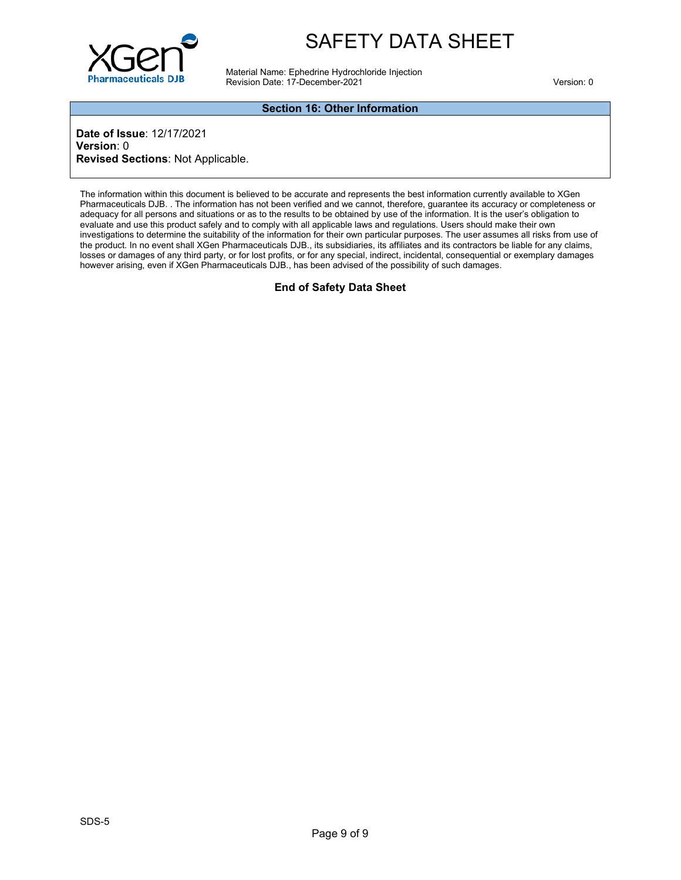## Section 16: Other Information

**Date of Issue**: 12/17/2021
**Version**: 0
**Revised Sections**: Not Applicable.

The information within this document is believed to be accurate and represents the best information currently available to XGen Pharmaceuticals DJB. . The information has not been verified and we cannot, therefore, guarantee its accuracy or completeness or adequacy for all persons and situations or as to the results to be obtained by use of the information. It is the user's obligation to evaluate and use this product safely and to comply with all applicable laws and regulations. Users should make their own investigations to determine the suitability of the information for their own particular purposes. The user assumes all risks from use of the product. In no event shall XGen Pharmaceuticals DJB., its subsidiaries, its affiliates and its contractors be liable for any claims, losses or damages of any third party, or for lost profits, or for any special, indirect, incidental, consequential or exemplary damages however arising, even if XGen Pharmaceuticals DJB., has been advised of the possibility of such damages.

**End of Safety Data Sheet**